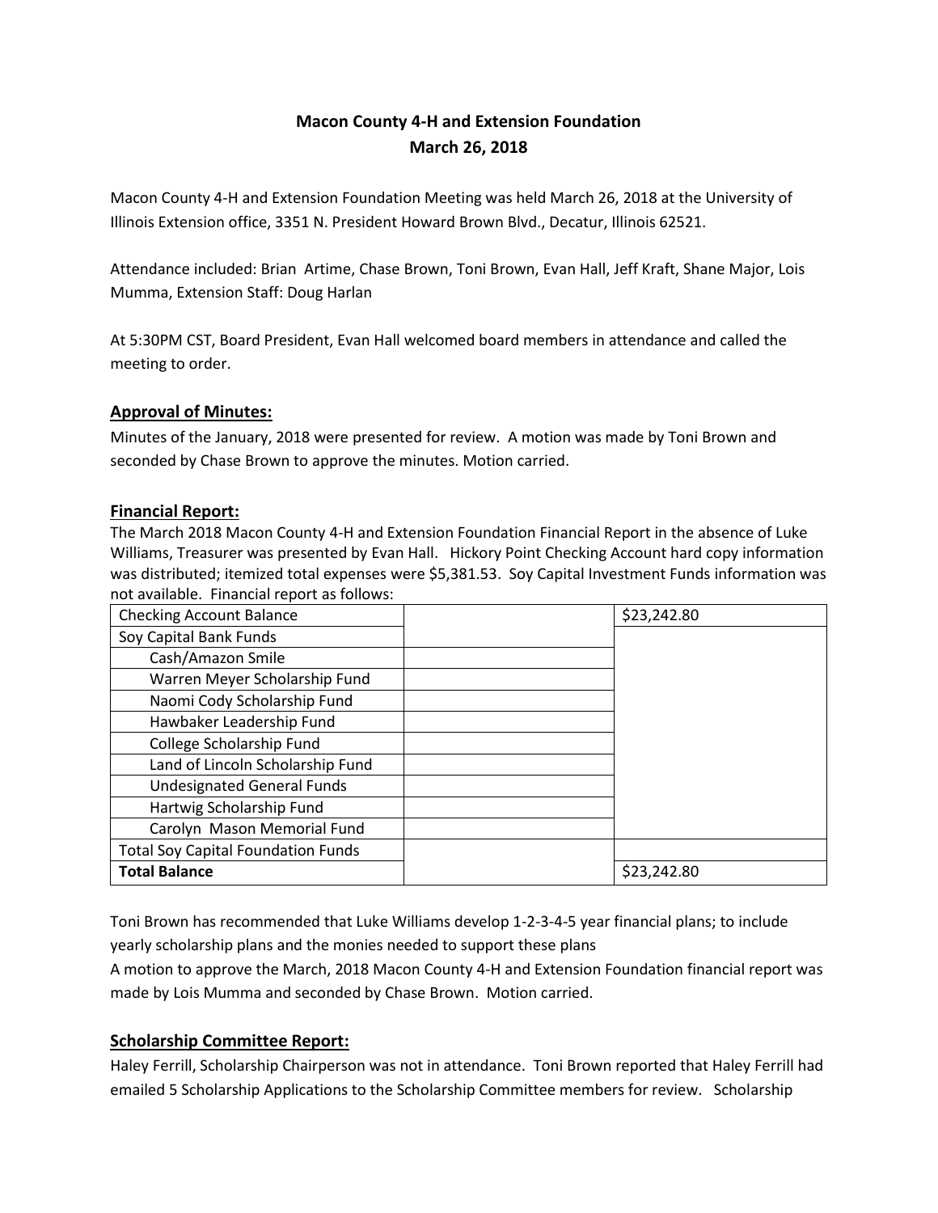# Macon County 4-H and Extension Foundation
## March 26, 2018

Macon County 4-H and Extension Foundation Meeting was held March 26, 2018 at the University of Illinois Extension office, 3351 N. President Howard Brown Blvd., Decatur, Illinois 62521.

Attendance included: Brian Artime, Chase Brown, Toni Brown, Evan Hall, Jeff Kraft, Shane Major, Lois Mumma, Extension Staff: Doug Harlan

At 5:30PM CST, Board President, Evan Hall welcomed board members in attendance and called the meeting to order.

### Approval of Minutes:

Minutes of the January, 2018 were presented for review. A motion was made by Toni Brown and seconded by Chase Brown to approve the minutes. Motion carried.

### Financial Report:

The March 2018 Macon County 4-H and Extension Foundation Financial Report in the absence of Luke Williams, Treasurer was presented by Evan Hall. Hickory Point Checking Account hard copy information was distributed; itemized total expenses were $5,381.53. Soy Capital Investment Funds information was not available. Financial report as follows:

| | | |
|---|---|---|
| Checking Account Balance | | $23,242.80 |
| Soy Capital Bank Funds | | |
| Cash/Amazon Smile | | |
| Warren Meyer Scholarship Fund | | |
| Naomi Cody Scholarship Fund | | |
| Hawbaker Leadership Fund | | |
| College Scholarship Fund | | |
| Land of Lincoln Scholarship Fund | | |
| Undesignated General Funds | | |
| Hartwig Scholarship Fund | | |
| Carolyn Mason Memorial Fund | | |
| Total Soy Capital Foundation Funds | | |
| **Total Balance** | | $23,242.80 |

Toni Brown has recommended that Luke Williams develop 1-2-3-4-5 year financial plans; to include yearly scholarship plans and the monies needed to support these plans

A motion to approve the March, 2018 Macon County 4-H and Extension Foundation financial report was made by Lois Mumma and seconded by Chase Brown. Motion carried.

### Scholarship Committee Report:

Haley Ferrill, Scholarship Chairperson was not in attendance. Toni Brown reported that Haley Ferrill had emailed 5 Scholarship Applications to the Scholarship Committee members for review. Scholarship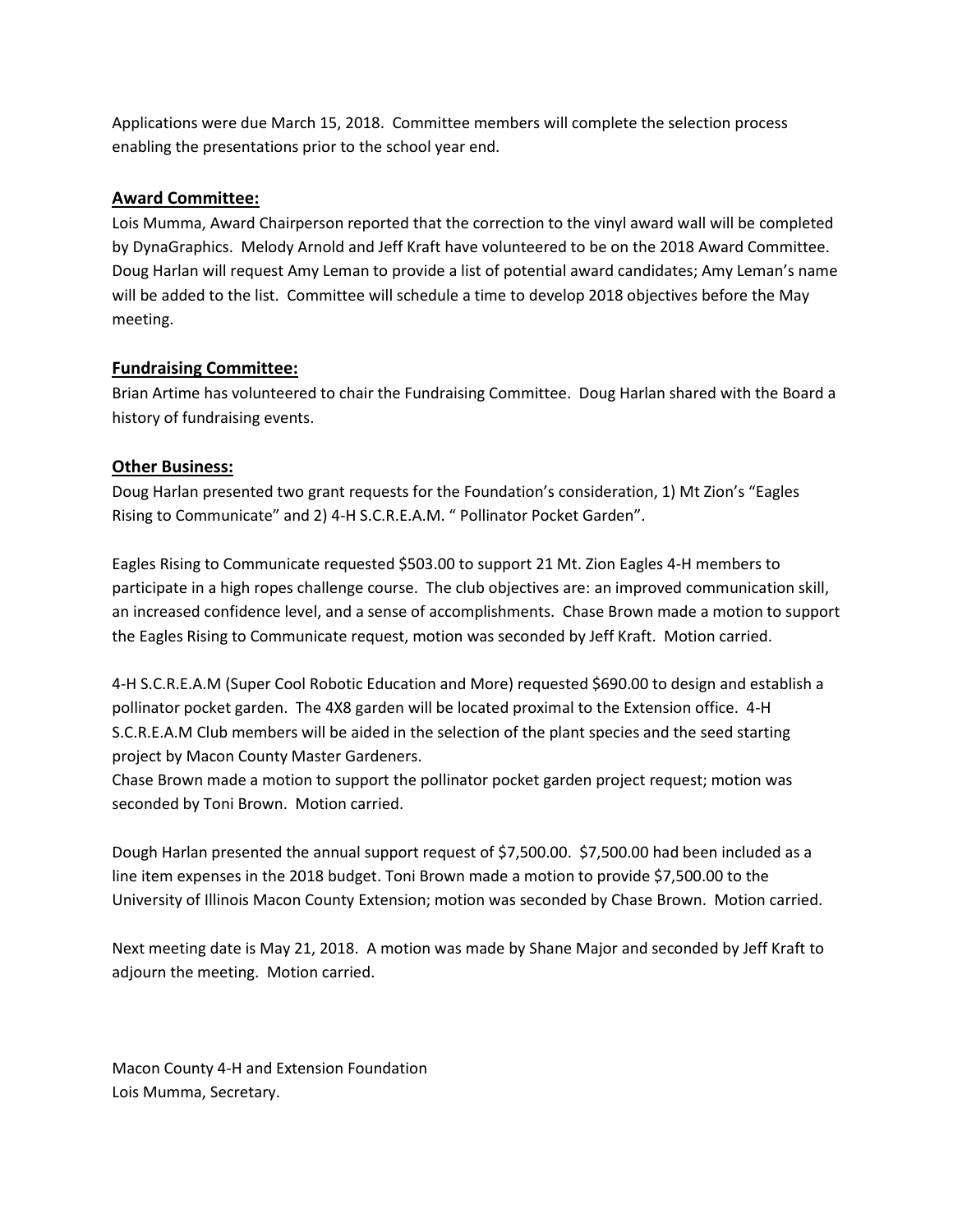Applications were due March 15, 2018. Committee members will complete the selection process enabling the presentations prior to the school year end.

## Award Committee:

Lois Mumma, Award Chairperson reported that the correction to the vinyl award wall will be completed by DynaGraphics. Melody Arnold and Jeff Kraft have volunteered to be on the 2018 Award Committee. Doug Harlan will request Amy Leman to provide a list of potential award candidates; Amy Leman's name will be added to the list. Committee will schedule a time to develop 2018 objectives before the May meeting.

## Fundraising Committee:

Brian Artime has volunteered to chair the Fundraising Committee. Doug Harlan shared with the Board a history of fundraising events.

## Other Business:

Doug Harlan presented two grant requests for the Foundation's consideration, 1) Mt Zion's "Eagles Rising to Communicate" and 2) 4-H S.C.R.E.A.M. " Pollinator Pocket Garden".

Eagles Rising to Communicate requested $503.00 to support 21 Mt. Zion Eagles 4-H members to participate in a high ropes challenge course. The club objectives are: an improved communication skill, an increased confidence level, and a sense of accomplishments. Chase Brown made a motion to support the Eagles Rising to Communicate request, motion was seconded by Jeff Kraft. Motion carried.

4-H S.C.R.E.A.M (Super Cool Robotic Education and More) requested $690.00 to design and establish a pollinator pocket garden. The 4X8 garden will be located proximal to the Extension office. 4-H S.C.R.E.A.M Club members will be aided in the selection of the plant species and the seed starting project by Macon County Master Gardeners.
Chase Brown made a motion to support the pollinator pocket garden project request; motion was seconded by Toni Brown. Motion carried.

Dough Harlan presented the annual support request of $7,500.00. $7,500.00 had been included as a line item expenses in the 2018 budget. Toni Brown made a motion to provide $7,500.00 to the University of Illinois Macon County Extension; motion was seconded by Chase Brown. Motion carried.

Next meeting date is May 21, 2018. A motion was made by Shane Major and seconded by Jeff Kraft to adjourn the meeting. Motion carried.

Macon County 4-H and Extension Foundation
Lois Mumma, Secretary.